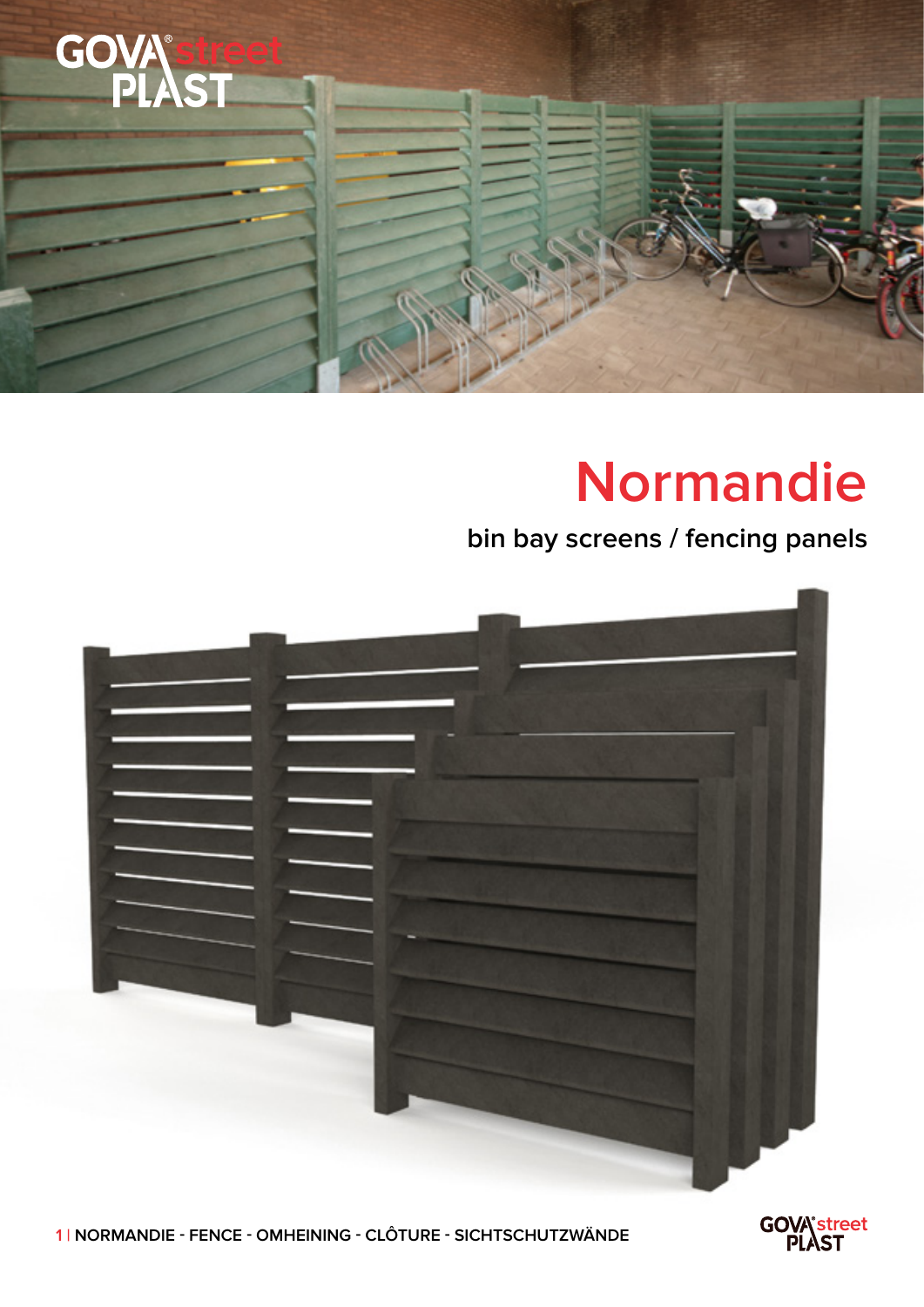# Normandie

## bin bay screens / fencing panels

NORMANDIE - FENCE - OMHEINING - CLÔTURE - SICHTSCHUTZWÄNDE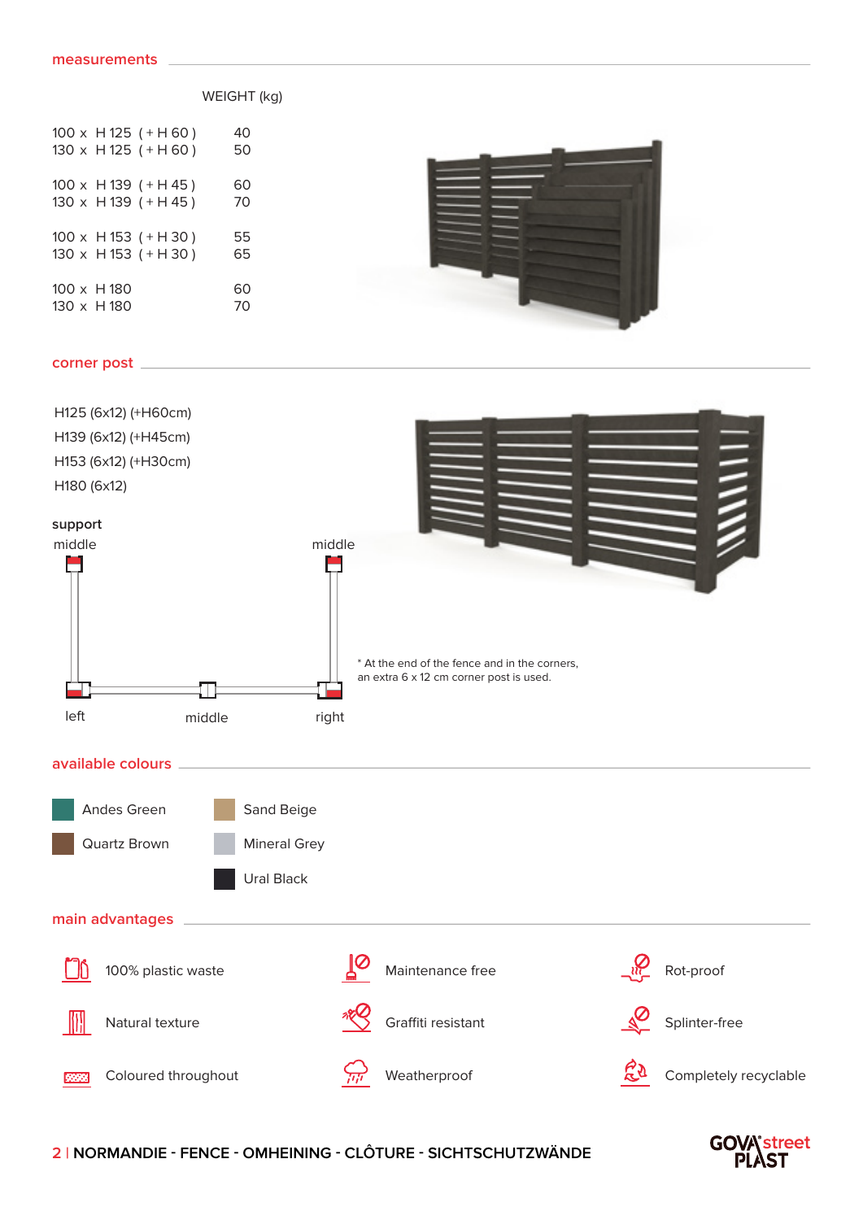## measurements

| | WEIGHT (kg) |
|---|---|
| 100 x H 125 ( + H 60 ) | 40 |
| 130 x H 125 ( + H 60 ) | 50 |
| 100 x H 139 ( + H 45 ) | 60 |
| 130 x H 139 ( + H 45 ) | 70 |
| 100 x H 153 ( + H 30 ) | 55 |
| 130 x H 153 ( + H 30 ) | 65 |
| 100 x H 180 | 60 |
| 130 x H 180 | 70 |

## corner post

H125 (6x12) (+H60cm)
H139 (6x12) (+H45cm)
H153 (6x12) (+H30cm)
H180 (6x12)

**support**

middle
middle
left
middle
right

* At the end of the fence and in the corners, an extra 6 x 12 cm corner post is used.

## available colours

- Andes Green
- Quartz Brown
- Sand Beige
- Mineral Grey
- Ural Black

## main advantages

- 100% plastic waste
- Natural texture
- Coloured throughout
- Maintenance free
- Graffiti resistant
- Weatherproof
- Rot-proof
- Splinter-free
- Completely recyclable

**NORMANDIE - FENCE - OMHEINING - CLÔTURE - SICHTSCHUTZWÄNDE**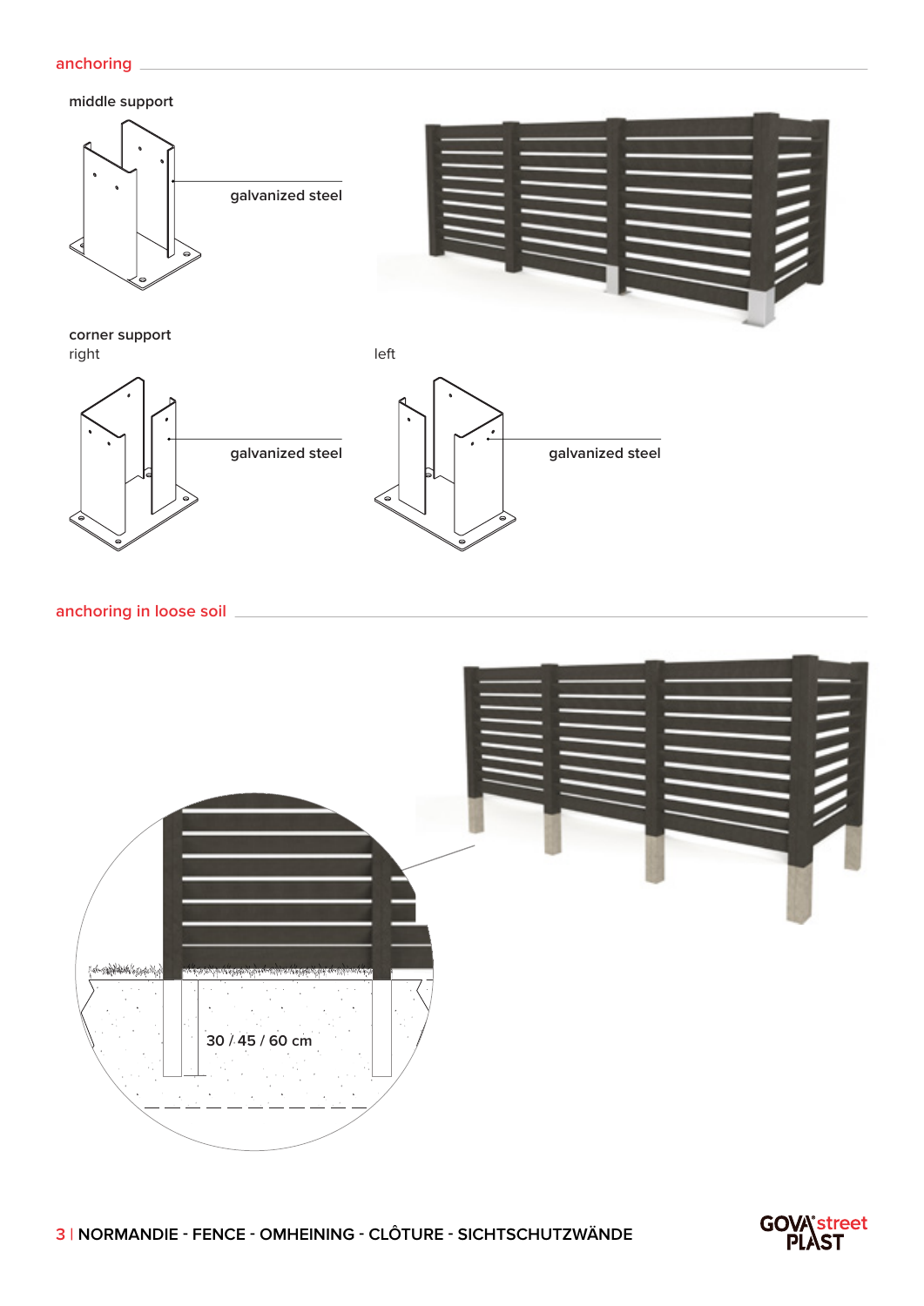## anchoring

middle support

galvanized steel

corner support

right

galvanized steel

left

galvanized steel

## anchoring in loose soil

30 / 45 / 60 cm